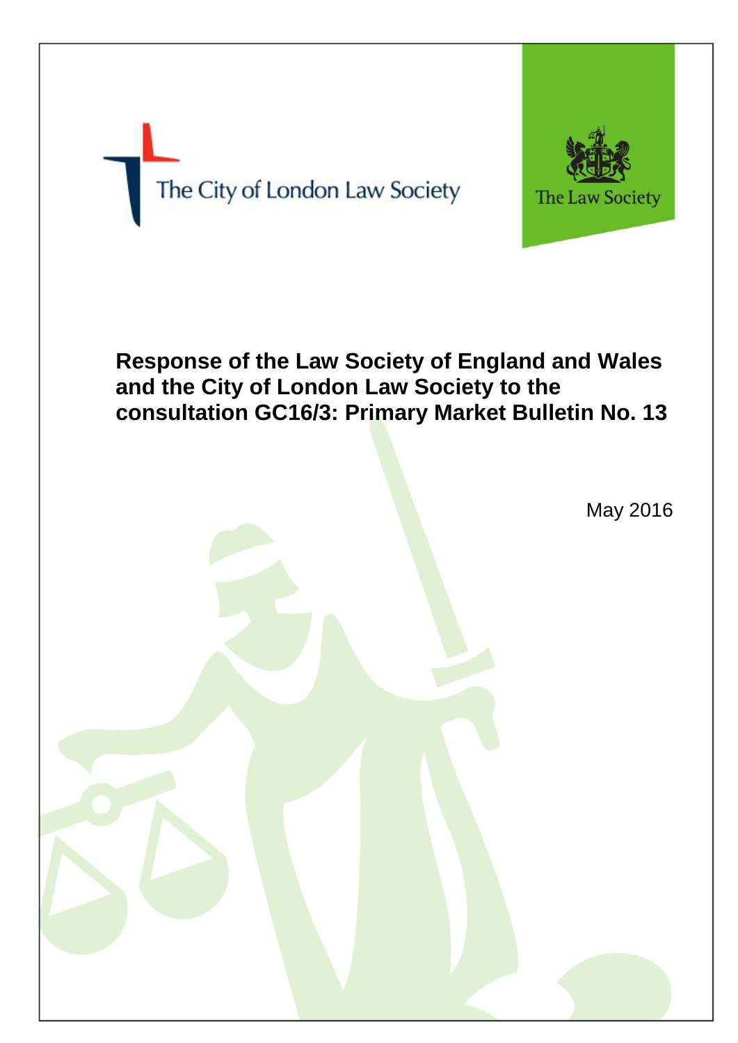The City of London Law Society

The Law Society

# Response of the Law Society of England and Wales and the City of London Law Society to the consultation GC16/3: Primary Market Bulletin No. 13

May 2016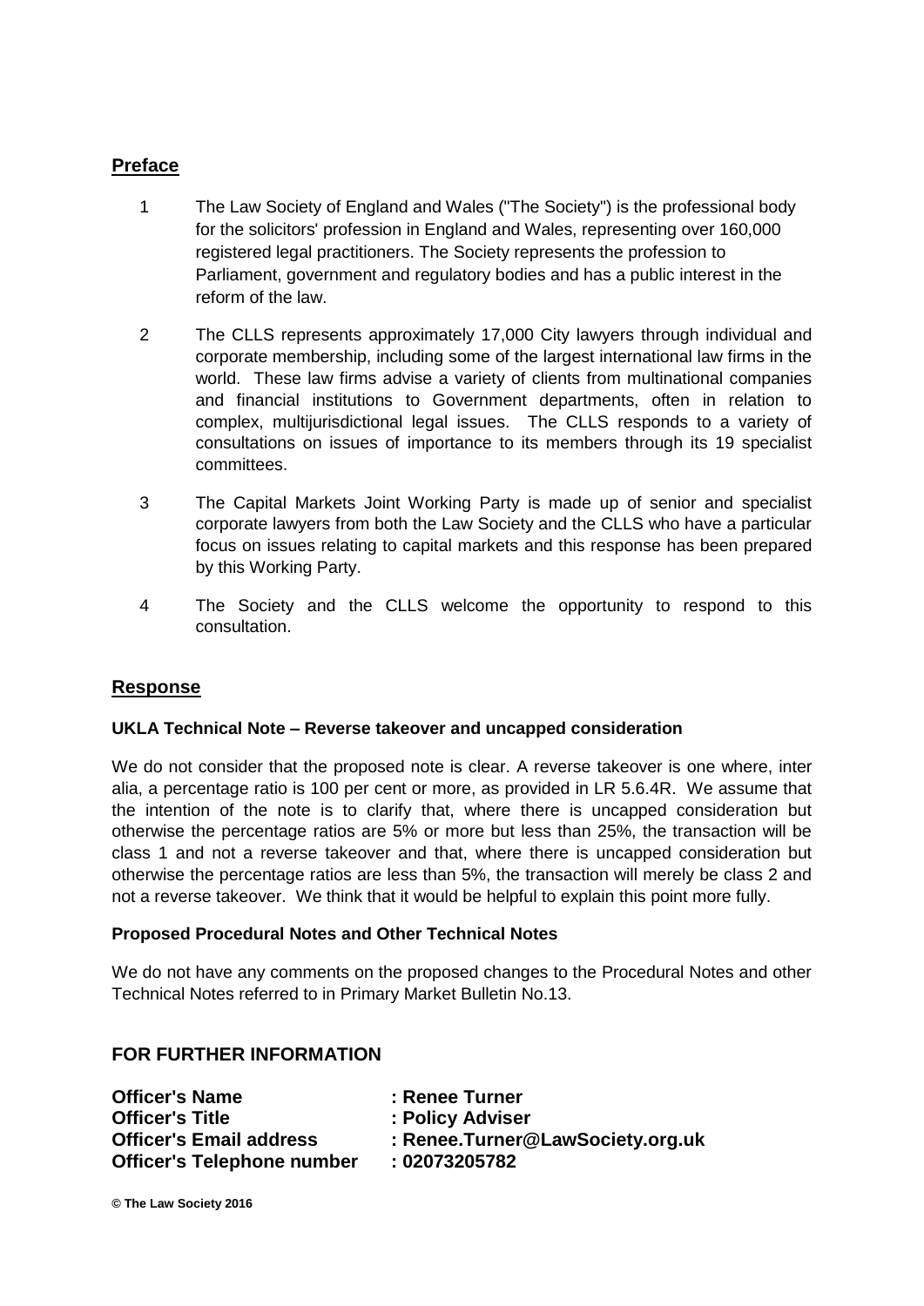## Preface

1 The Law Society of England and Wales ("The Society") is the professional body for the solicitors' profession in England and Wales, representing over 160,000 registered legal practitioners. The Society represents the profession to Parliament, government and regulatory bodies and has a public interest in the reform of the law.

2 The CLLS represents approximately 17,000 City lawyers through individual and corporate membership, including some of the largest international law firms in the world. These law firms advise a variety of clients from multinational companies and financial institutions to Government departments, often in relation to complex, multijurisdictional legal issues. The CLLS responds to a variety of consultations on issues of importance to its members through its 19 specialist committees.

3 The Capital Markets Joint Working Party is made up of senior and specialist corporate lawyers from both the Law Society and the CLLS who have a particular focus on issues relating to capital markets and this response has been prepared by this Working Party.

4 The Society and the CLLS welcome the opportunity to respond to this consultation.

## Response

### UKLA Technical Note – Reverse takeover and uncapped consideration

We do not consider that the proposed note is clear. A reverse takeover is one where, inter alia, a percentage ratio is 100 per cent or more, as provided in LR 5.6.4R. We assume that the intention of the note is to clarify that, where there is uncapped consideration but otherwise the percentage ratios are 5% or more but less than 25%, the transaction will be class 1 and not a reverse takeover and that, where there is uncapped consideration but otherwise the percentage ratios are less than 5%, the transaction will merely be class 2 and not a reverse takeover. We think that it would be helpful to explain this point more fully.

### Proposed Procedural Notes and Other Technical Notes

We do not have any comments on the proposed changes to the Procedural Notes and other Technical Notes referred to in Primary Market Bulletin No.13.

## FOR FURTHER INFORMATION

**Officer's Name** : **Renee Turner**
**Officer's Title** : **Policy Adviser**
**Officer's Email address** : **Renee.Turner@LawSociety.org.uk**
**Officer's Telephone number** : **02073205782**

**© The Law Society 2016**